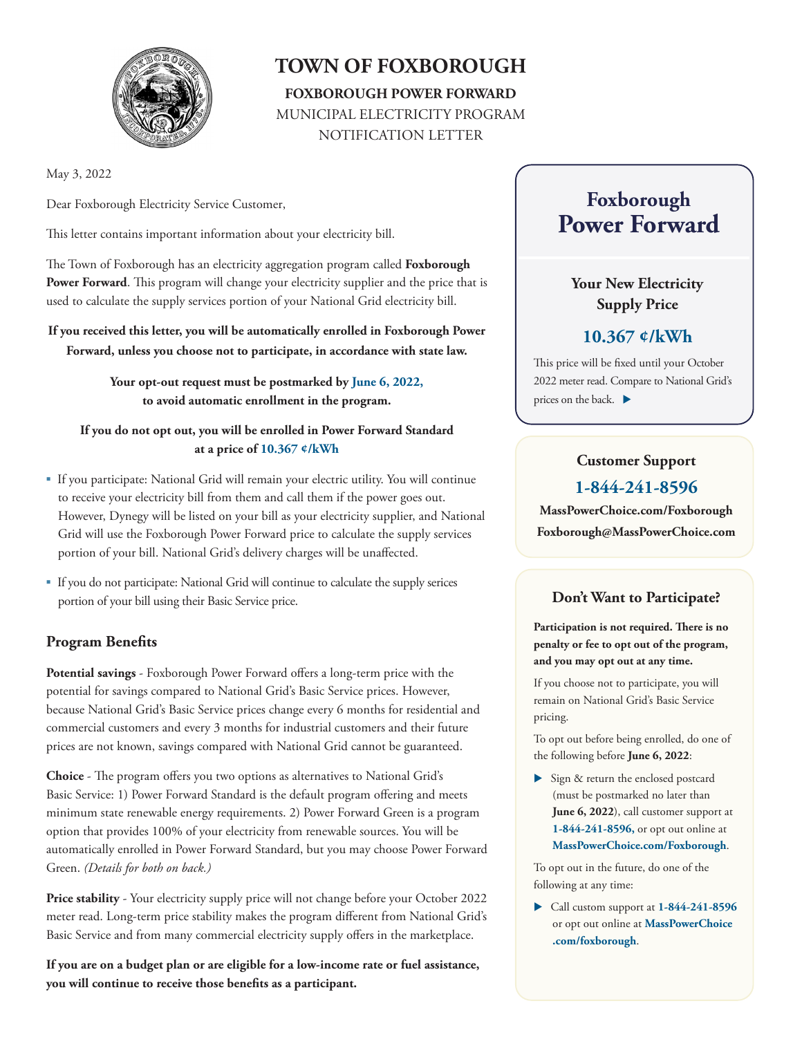# TOWN OF FOXBOROUGH

**FOXBOROUGH POWER FORWARD**

MUNICIPAL ELECTRICITY PROGRAM

NOTIFICATION LETTER

May 3, 2022

Dear Foxborough Electricity Service Customer,

This letter contains important information about your electricity bill.

The Town of Foxborough has an electricity aggregation program called **Foxborough Power Forward**. This program will change your electricity supplier and the price that is used to calculate the supply services portion of your National Grid electricity bill.

**If you received this letter, you will be automatically enrolled in Foxborough Power Forward, unless you choose not to participate, in accordance with state law.**

**Your opt-out request must be postmarked by June 6, 2022, to avoid automatic enrollment in the program.**

**If you do not opt out, you will be enrolled in Power Forward Standard at a price of 10.367 ¢/kWh**

- If you participate: National Grid will remain your electric utility. You will continue to receive your electricity bill from them and call them if the power goes out. However, Dynegy will be listed on your bill as your electricity supplier, and National Grid will use the Foxborough Power Forward price to calculate the supply services portion of your bill. National Grid's delivery charges will be unaffected.
- If you do not participate: National Grid will continue to calculate the supply serices portion of your bill using their Basic Service price.

## Program Benefits

**Potential savings** - Foxborough Power Forward offers a long-term price with the potential for savings compared to National Grid's Basic Service prices. However, because National Grid's Basic Service prices change every 6 months for residential and commercial customers and every 3 months for industrial customers and their future prices are not known, savings compared with National Grid cannot be guaranteed.

**Choice** - The program offers you two options as alternatives to National Grid's Basic Service: 1) Power Forward Standard is the default program offering and meets minimum state renewable energy requirements. 2) Power Forward Green is a program option that provides 100% of your electricity from renewable sources. You will be automatically enrolled in Power Forward Standard, but you may choose Power Forward Green. *(Details for both on back.)*

**Price stability** - Your electricity supply price will not change before your October 2022 meter read. Long-term price stability makes the program different from National Grid's Basic Service and from many commercial electricity supply offers in the marketplace.

**If you are on a budget plan or are eligible for a low-income rate or fuel assistance, you will continue to receive those benefits as a participant.**

## Foxborough Power Forward

### Your New Electricity Supply Price

**10.367 ¢/kWh**

This price will be fixed until your October 2022 meter read. Compare to National Grid's prices on the back. ▶

### Customer Support

**1-844-241-8596**

**MassPowerChoice.com/Foxborough**

**Foxborough@MassPowerChoice.com**

### Don't Want to Participate?

**Participation is not required. There is no penalty or fee to opt out of the program, and you may opt out at any time.**

If you choose not to participate, you will remain on National Grid's Basic Service pricing.

To opt out before being enrolled, do one of the following before **June 6, 2022**:

- Sign & return the enclosed postcard (must be postmarked no later than **June 6, 2022**), call customer support at **1-844-241-8596,** or opt out online at **MassPowerChoice.com/Foxborough**.

To opt out in the future, do one of the following at any time:

- Call custom support at **1-844-241-8596** or opt out online at **MassPowerChoice .com/foxborough**.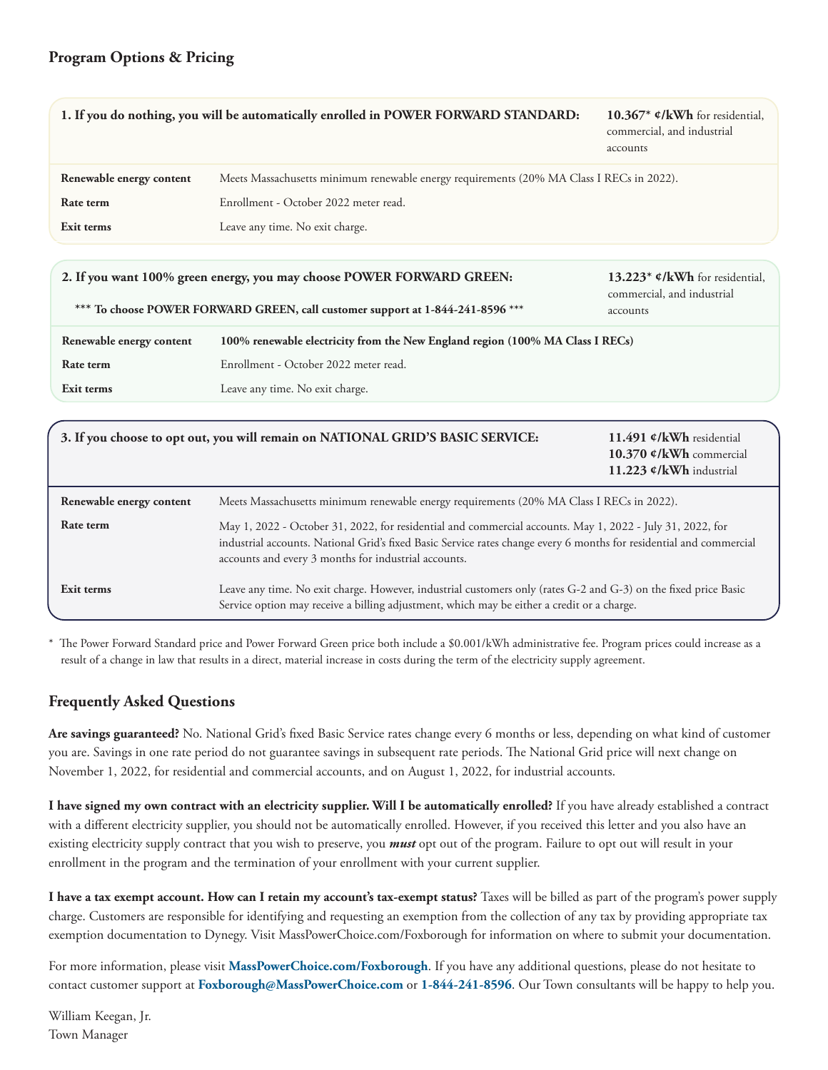## Program Options & Pricing

| 1. If you do nothing, you will be automatically enrolled in POWER FORWARD STANDARD: | **10.367* ¢/kWh** for residential, commercial, and industrial accounts |
|---|---|
| **Renewable energy content** | Meets Massachusetts minimum renewable energy requirements (20% MA Class I RECs in 2022). |
| **Rate term** | Enrollment - October 2022 meter read. |
| **Exit terms** | Leave any time. No exit charge. |

| 2. If you want 100% green energy, you may choose POWER FORWARD GREEN: *** To choose POWER FORWARD GREEN, call customer support at 1-844-241-8596 *** | **13.223* ¢/kWh** for residential, commercial, and industrial accounts |
|---|---|
| **Renewable energy content** | **100% renewable electricity from the New England region (100% MA Class I RECs)** |
| **Rate term** | Enrollment - October 2022 meter read. |
| **Exit terms** | Leave any time. No exit charge. |

| 3. If you choose to opt out, you will remain on NATIONAL GRID'S BASIC SERVICE: | **11.491 ¢/kWh** residential<br>**10.370 ¢/kWh** commercial<br>**11.223 ¢/kWh** industrial |
|---|---|
| **Renewable energy content** | Meets Massachusetts minimum renewable energy requirements (20% MA Class I RECs in 2022). |
| **Rate term** | May 1, 2022 - October 31, 2022, for residential and commercial accounts. May 1, 2022 - July 31, 2022, for industrial accounts. National Grid's fixed Basic Service rates change every 6 months for residential and commercial accounts and every 3 months for industrial accounts. |
| **Exit terms** | Leave any time. No exit charge. However, industrial customers only (rates G-2 and G-3) on the fixed price Basic Service option may receive a billing adjustment, which may be either a credit or a charge. |

\* The Power Forward Standard price and Power Forward Green price both include a $0.001/kWh administrative fee. Program prices could increase as a result of a change in law that results in a direct, material increase in costs during the term of the electricity supply agreement.

## Frequently Asked Questions

**Are savings guaranteed?** No. National Grid's fixed Basic Service rates change every 6 months or less, depending on what kind of customer you are. Savings in one rate period do not guarantee savings in subsequent rate periods. The National Grid price will next change on November 1, 2022, for residential and commercial accounts, and on August 1, 2022, for industrial accounts.

**I have signed my own contract with an electricity supplier. Will I be automatically enrolled?** If you have already established a contract with a different electricity supplier, you should not be automatically enrolled. However, if you received this letter and you also have an existing electricity supply contract that you wish to preserve, you ***must*** opt out of the program. Failure to opt out will result in your enrollment in the program and the termination of your enrollment with your current supplier.

**I have a tax exempt account. How can I retain my account's tax-exempt status?** Taxes will be billed as part of the program's power supply charge. Customers are responsible for identifying and requesting an exemption from the collection of any tax by providing appropriate tax exemption documentation to Dynegy. Visit MassPowerChoice.com/Foxborough for information on where to submit your documentation.

For more information, please visit **MassPowerChoice.com/Foxborough**. If you have any additional questions, please do not hesitate to contact customer support at **Foxborough@MassPowerChoice.com** or **1-844-241-8596**. Our Town consultants will be happy to help you.

William Keegan, Jr.
Town Manager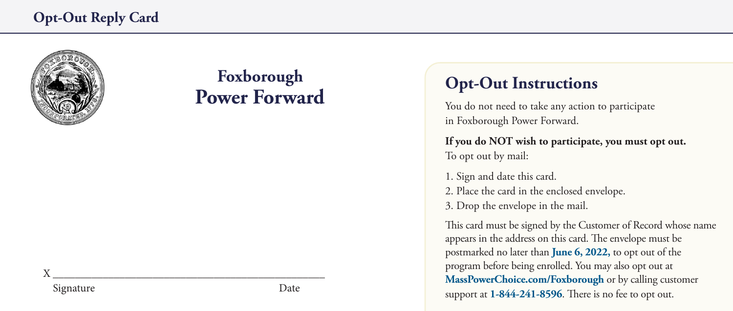## Opt-Out Reply Card

# Foxborough
# Power Forward

X ______________________________________________

Signature                                                                                    Date

## Opt-Out Instructions

You do not need to take any action to participate in Foxborough Power Forward.

**If you do NOT wish to participate, you must opt out.**
To opt out by mail:

1. Sign and date this card.
2. Place the card in the enclosed envelope.
3. Drop the envelope in the mail.

This card must be signed by the Customer of Record whose name appears in the address on this card. The envelope must be postmarked no later than **June 6, 2022,** to opt out of the program before being enrolled. You may also opt out at **MassPowerChoice.com/Foxborough** or by calling customer support at **1-844-241-8596**. There is no fee to opt out.